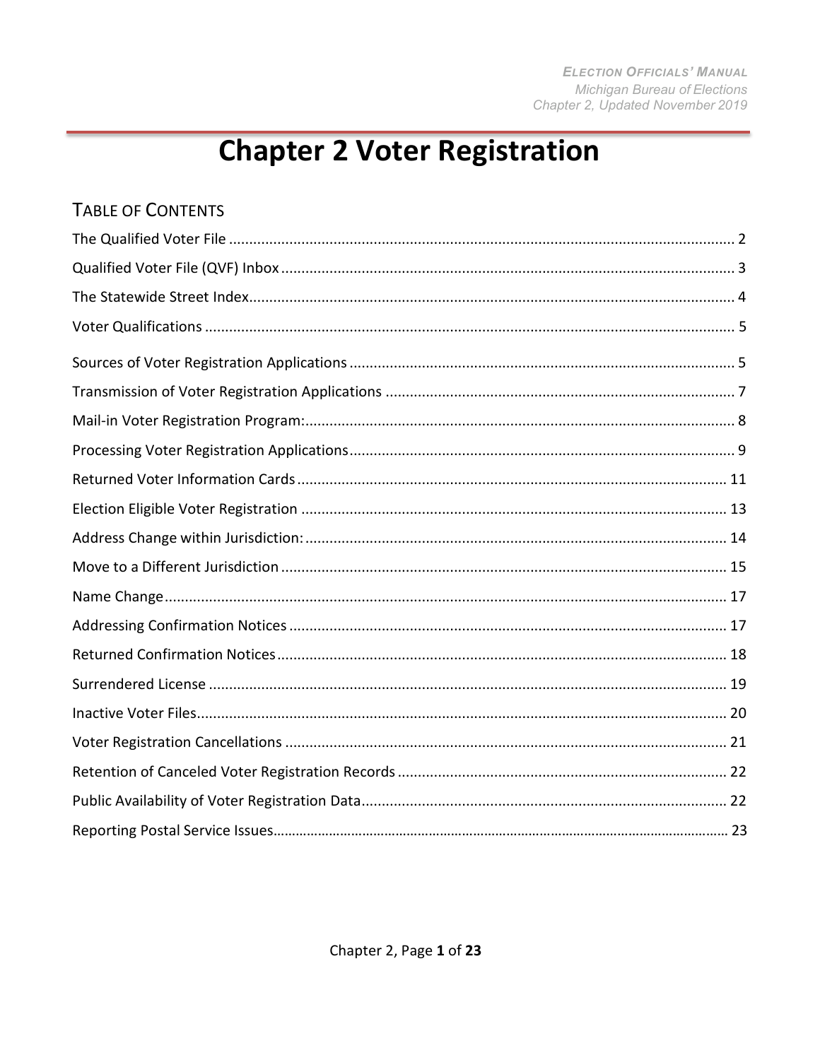# Chapter 2 Voter Registration

## Table of Contents

| Section | Page |
|---|---|
| The Qualified Voter File | 2 |
| Qualified Voter File (QVF) Inbox | 3 |
| The Statewide Street Index | 4 |
| Voter Qualifications | 5 |
| Sources of Voter Registration Applications | 5 |
| Transmission of Voter Registration Applications | 7 |
| Mail-in Voter Registration Program: | 8 |
| Processing Voter Registration Applications | 9 |
| Returned Voter Information Cards | 11 |
| Election Eligible Voter Registration | 13 |
| Address Change within Jurisdiction: | 14 |
| Move to a Different Jurisdiction | 15 |
| Name Change | 17 |
| Addressing Confirmation Notices | 17 |
| Returned Confirmation Notices | 18 |
| Surrendered License | 19 |
| Inactive Voter Files | 20 |
| Voter Registration Cancellations | 21 |
| Retention of Canceled Voter Registration Records | 22 |
| Public Availability of Voter Registration Data | 22 |
| Reporting Postal Service Issues | 23 |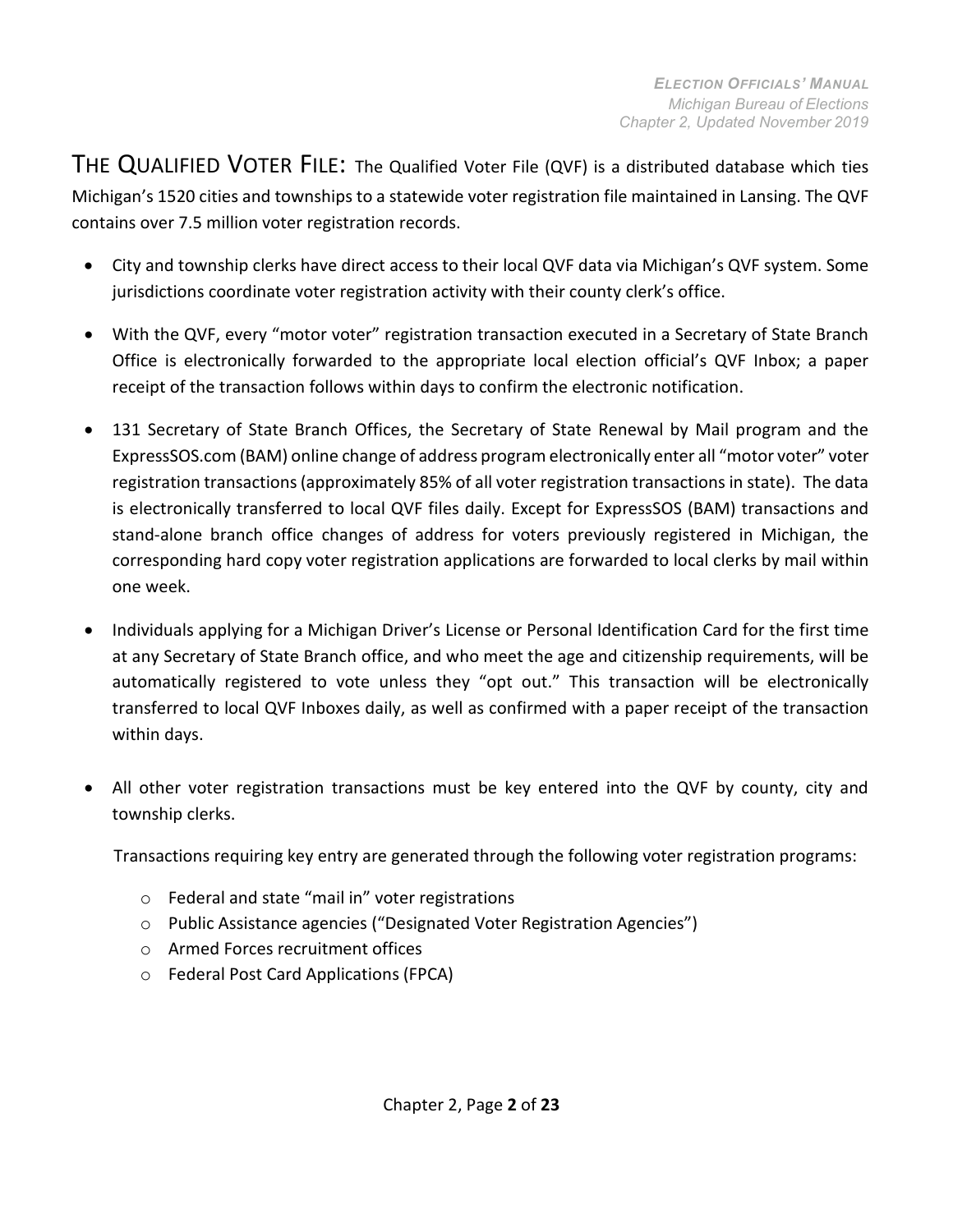## THE QUALIFIED VOTER FILE:

The Qualified Voter File (QVF) is a distributed database which ties Michigan's 1520 cities and townships to a statewide voter registration file maintained in Lansing. The QVF contains over 7.5 million voter registration records.

- City and township clerks have direct access to their local QVF data via Michigan's QVF system. Some jurisdictions coordinate voter registration activity with their county clerk's office.
- With the QVF, every "motor voter" registration transaction executed in a Secretary of State Branch Office is electronically forwarded to the appropriate local election official's QVF Inbox; a paper receipt of the transaction follows within days to confirm the electronic notification.
- 131 Secretary of State Branch Offices, the Secretary of State Renewal by Mail program and the ExpressSOS.com (BAM) online change of address program electronically enter all "motor voter" voter registration transactions (approximately 85% of all voter registration transactions in state). The data is electronically transferred to local QVF files daily. Except for ExpressSOS (BAM) transactions and stand-alone branch office changes of address for voters previously registered in Michigan, the corresponding hard copy voter registration applications are forwarded to local clerks by mail within one week.
- Individuals applying for a Michigan Driver's License or Personal Identification Card for the first time at any Secretary of State Branch office, and who meet the age and citizenship requirements, will be automatically registered to vote unless they "opt out." This transaction will be electronically transferred to local QVF Inboxes daily, as well as confirmed with a paper receipt of the transaction within days.
- All other voter registration transactions must be key entered into the QVF by county, city and township clerks.

  Transactions requiring key entry are generated through the following voter registration programs:

  - Federal and state "mail in" voter registrations
  - Public Assistance agencies ("Designated Voter Registration Agencies")
  - Armed Forces recruitment offices
  - Federal Post Card Applications (FPCA)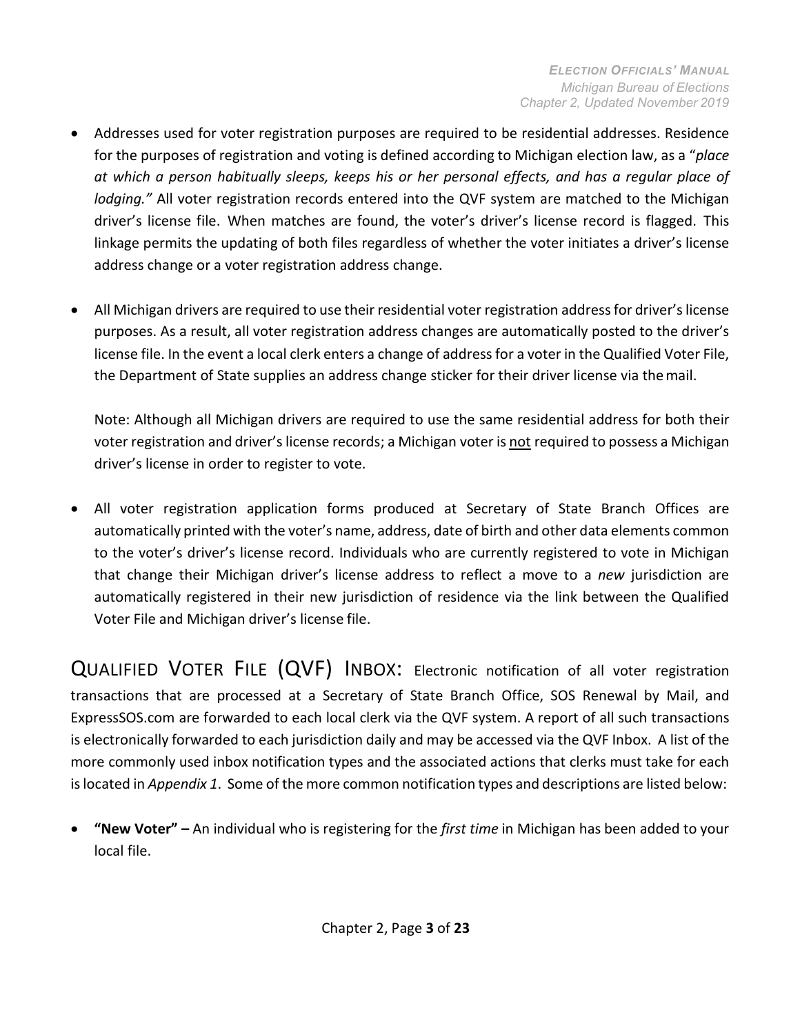- Addresses used for voter registration purposes are required to be residential addresses. Residence for the purposes of registration and voting is defined according to Michigan election law, as a "*place at which a person habitually sleeps, keeps his or her personal effects, and has a regular place of lodging."* All voter registration records entered into the QVF system are matched to the Michigan driver's license file. When matches are found, the voter's driver's license record is flagged. This linkage permits the updating of both files regardless of whether the voter initiates a driver's license address change or a voter registration address change.

- All Michigan drivers are required to use their residential voter registration address for driver's license purposes. As a result, all voter registration address changes are automatically posted to the driver's license file. In the event a local clerk enters a change of address for a voter in the Qualified Voter File, the Department of State supplies an address change sticker for their driver license via the mail.

  Note: Although all Michigan drivers are required to use the same residential address for both their voter registration and driver's license records; a Michigan voter is <u>not</u> required to possess a Michigan driver's license in order to register to vote.

- All voter registration application forms produced at Secretary of State Branch Offices are automatically printed with the voter's name, address, date of birth and other data elements common to the voter's driver's license record. Individuals who are currently registered to vote in Michigan that change their Michigan driver's license address to reflect a move to a *new* jurisdiction are automatically registered in their new jurisdiction of residence via the link between the Qualified Voter File and Michigan driver's license file.

## QUALIFIED VOTER FILE (QVF) INBOX:

Electronic notification of all voter registration transactions that are processed at a Secretary of State Branch Office, SOS Renewal by Mail, and ExpressSOS.com are forwarded to each local clerk via the QVF system. A report of all such transactions is electronically forwarded to each jurisdiction daily and may be accessed via the QVF Inbox. A list of the more commonly used inbox notification types and the associated actions that clerks must take for each is located in *Appendix 1*. Some of the more common notification types and descriptions are listed below:

- **"New Voter" –** An individual who is registering for the *first time* in Michigan has been added to your local file.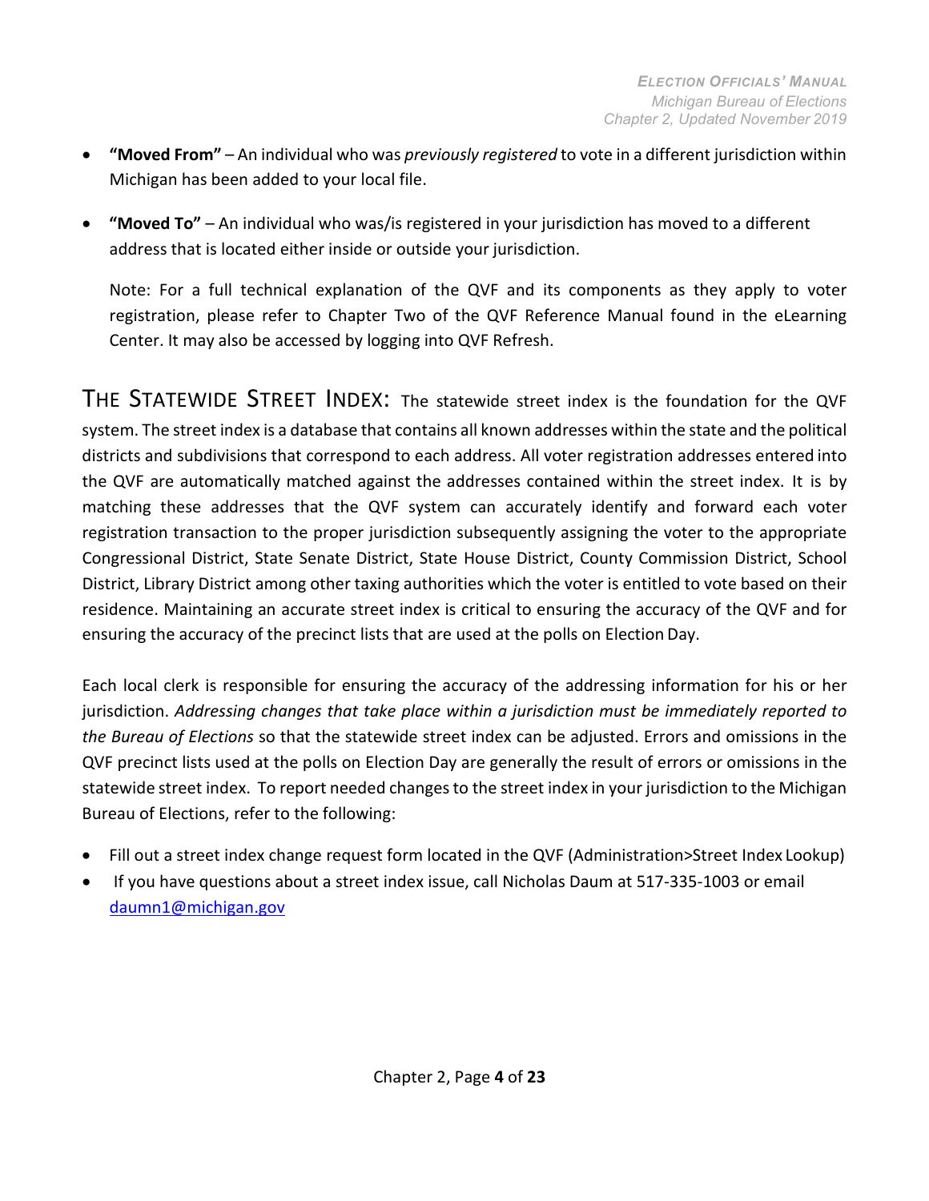- **"Moved From"** – An individual who was *previously registered* to vote in a different jurisdiction within Michigan has been added to your local file.

- **"Moved To"** – An individual who was/is registered in your jurisdiction has moved to a different address that is located either inside or outside your jurisdiction.

  Note: For a full technical explanation of the QVF and its components as they apply to voter registration, please refer to Chapter Two of the QVF Reference Manual found in the eLearning Center. It may also be accessed by logging into QVF Refresh.

## THE STATEWIDE STREET INDEX:

The statewide street index is the foundation for the QVF system. The street index is a database that contains all known addresses within the state and the political districts and subdivisions that correspond to each address. All voter registration addresses entered into the QVF are automatically matched against the addresses contained within the street index. It is by matching these addresses that the QVF system can accurately identify and forward each voter registration transaction to the proper jurisdiction subsequently assigning the voter to the appropriate Congressional District, State Senate District, State House District, County Commission District, School District, Library District among other taxing authorities which the voter is entitled to vote based on their residence. Maintaining an accurate street index is critical to ensuring the accuracy of the QVF and for ensuring the accuracy of the precinct lists that are used at the polls on Election Day.

Each local clerk is responsible for ensuring the accuracy of the addressing information for his or her jurisdiction. *Addressing changes that take place within a jurisdiction must be immediately reported to the Bureau of Elections* so that the statewide street index can be adjusted. Errors and omissions in the QVF precinct lists used at the polls on Election Day are generally the result of errors or omissions in the statewide street index. To report needed changes to the street index in your jurisdiction to the Michigan Bureau of Elections, refer to the following:

- Fill out a street index change request form located in the QVF (Administration>Street Index Lookup)
- If you have questions about a street index issue, call Nicholas Daum at 517-335-1003 or email daumn1@michigan.gov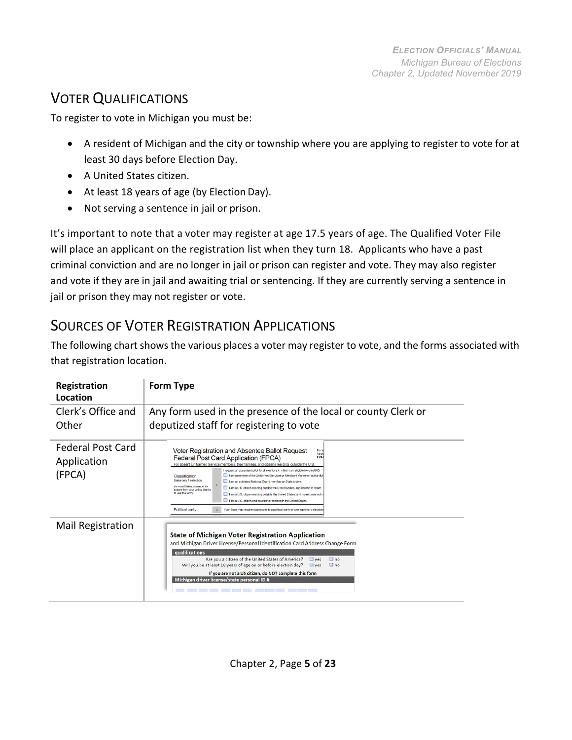## VOTER QUALIFICATIONS

To register to vote in Michigan you must be:

- A resident of Michigan and the city or township where you are applying to register to vote for at least 30 days before Election Day.
- A United States citizen.
- At least 18 years of age (by Election Day).
- Not serving a sentence in jail or prison.

It's important to note that a voter may register at age 17.5 years of age. The Qualified Voter File will place an applicant on the registration list when they turn 18. Applicants who have a past criminal conviction and are no longer in jail or prison can register and vote. They may also register and vote if they are in jail and awaiting trial or sentencing. If they are currently serving a sentence in jail or prison they may not register or vote.

## SOURCES OF VOTER REGISTRATION APPLICATIONS

The following chart shows the various places a voter may register to vote, and the forms associated with that registration location.

| Registration Location | Form Type |
|---|---|
| Clerk's Office and Other | Any form used in the presence of the local or county Clerk or deputized staff for registering to vote |
| Federal Post Card Application (FPCA) | Voter Registration and Absentee Ballot Request Federal Post Card Application (FPCA) |
| Mail Registration | State of Michigan Voter Registration Application and Michigan Driver License/Personal Identification Card Address Change Form |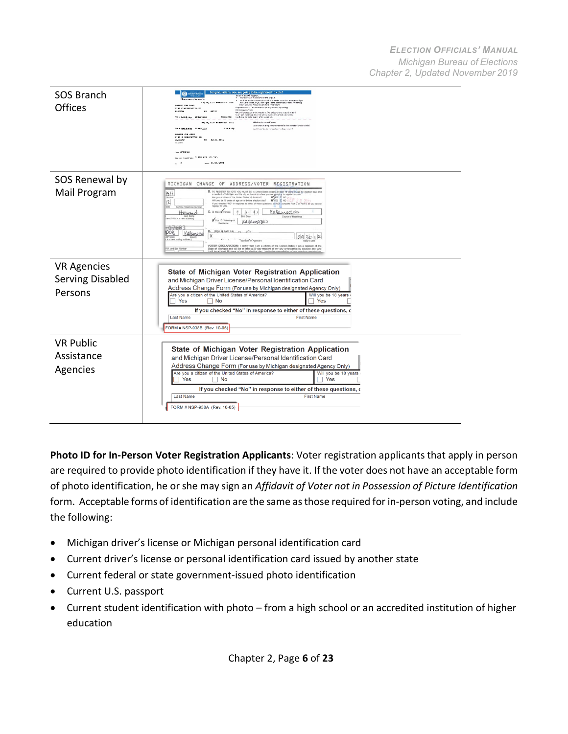| | |
|---|---|
| SOS Branch Offices | |
| SOS Renewal by Mail Program | |
| VR Agencies Serving Disabled Persons | State of Michigan Voter Registration Application and Michigan Driver License/Personal Identification Card Address Change Form (For use by Michigan designated Agency Only) FORM # NSP-938B (Rev. 10-05) |
| VR Public Assistance Agencies | State of Michigan Voter Registration Application and Michigan Driver License/Personal Identification Card Address Change Form (For use by Michigan designated Agency Only) FORM # NSP-938A (Rev. 10-05) |

**Photo ID for In-Person Voter Registration Applicants**: Voter registration applicants that apply in person are required to provide photo identification if they have it. If the voter does not have an acceptable form of photo identification, he or she may sign an *Affidavit of Voter not in Possession of Picture Identification* form. Acceptable forms of identification are the same as those required for in-person voting, and include the following:

- Michigan driver's license or Michigan personal identification card
- Current driver's license or personal identification card issued by another state
- Current federal or state government-issued photo identification
- Current U.S. passport
- Current student identification with photo – from a high school or an accredited institution of higher education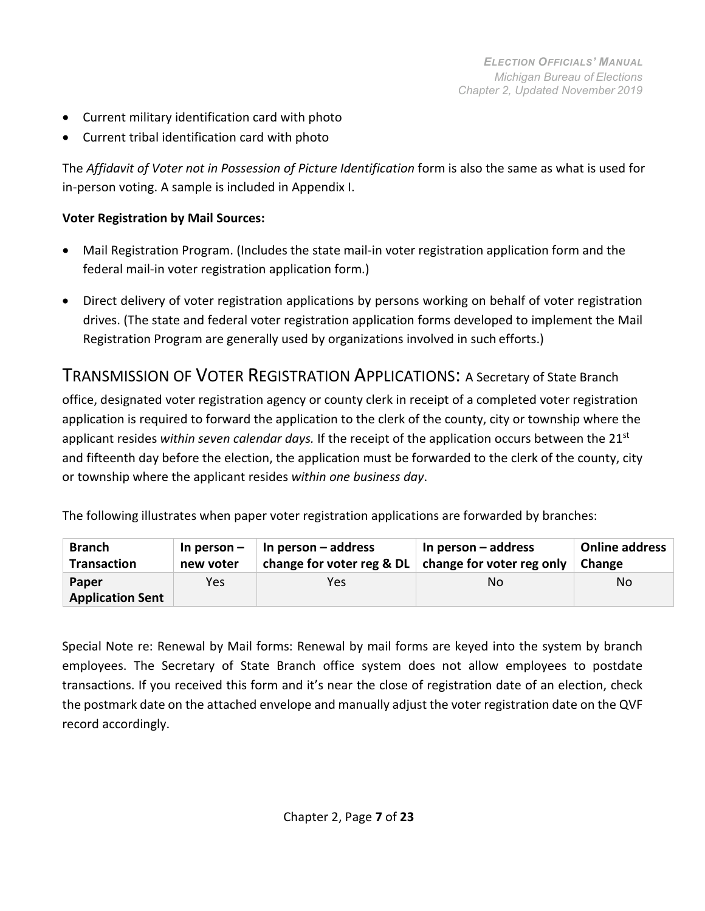- Current military identification card with photo
- Current tribal identification card with photo

The *Affidavit of Voter not in Possession of Picture Identification* form is also the same as what is used for in-person voting. A sample is included in Appendix I.

**Voter Registration by Mail Sources:**

- Mail Registration Program. (Includes the state mail-in voter registration application form and the federal mail-in voter registration application form.)
- Direct delivery of voter registration applications by persons working on behalf of voter registration drives. (The state and federal voter registration application forms developed to implement the Mail Registration Program are generally used by organizations involved in such efforts.)

## TRANSMISSION OF VOTER REGISTRATION APPLICATIONS:

A Secretary of State Branch office, designated voter registration agency or county clerk in receipt of a completed voter registration application is required to forward the application to the clerk of the county, city or township where the applicant resides *within seven calendar days.* If the receipt of the application occurs between the 21st and fifteenth day before the election, the application must be forwarded to the clerk of the county, city or township where the applicant resides *within one business day*.

The following illustrates when paper voter registration applications are forwarded by branches:

| Branch Transaction | In person – new voter | In person – address change for voter reg & DL | In person – address change for voter reg only | Online address Change |
|---|---|---|---|---|
| **Paper Application Sent** | Yes | Yes | No | No |

Special Note re: Renewal by Mail forms: Renewal by mail forms are keyed into the system by branch employees. The Secretary of State Branch office system does not allow employees to postdate transactions. If you received this form and it's near the close of registration date of an election, check the postmark date on the attached envelope and manually adjust the voter registration date on the QVF record accordingly.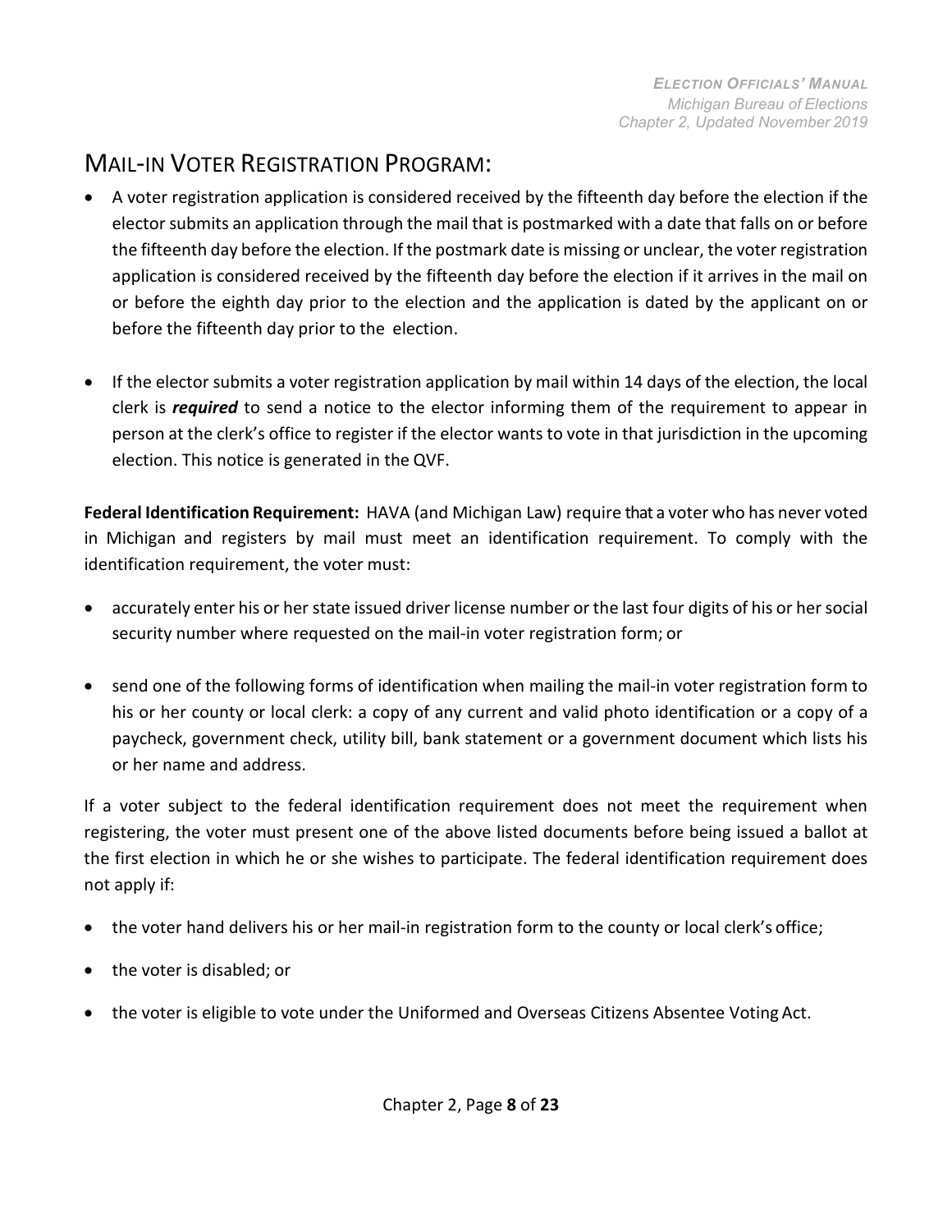## Mail-in Voter Registration Program:

- A voter registration application is considered received by the fifteenth day before the election if the elector submits an application through the mail that is postmarked with a date that falls on or before the fifteenth day before the election. If the postmark date is missing or unclear, the voter registration application is considered received by the fifteenth day before the election if it arrives in the mail on or before the eighth day prior to the election and the application is dated by the applicant on or before the fifteenth day prior to the election.

- If the elector submits a voter registration application by mail within 14 days of the election, the local clerk is ***required*** to send a notice to the elector informing them of the requirement to appear in person at the clerk's office to register if the elector wants to vote in that jurisdiction in the upcoming election. This notice is generated in the QVF.

**Federal Identification Requirement:** HAVA (and Michigan Law) require that a voter who has never voted in Michigan and registers by mail must meet an identification requirement. To comply with the identification requirement, the voter must:

- accurately enter his or her state issued driver license number or the last four digits of his or her social security number where requested on the mail-in voter registration form; or

- send one of the following forms of identification when mailing the mail-in voter registration form to his or her county or local clerk: a copy of any current and valid photo identification or a copy of a paycheck, government check, utility bill, bank statement or a government document which lists his or her name and address.

If a voter subject to the federal identification requirement does not meet the requirement when registering, the voter must present one of the above listed documents before being issued a ballot at the first election in which he or she wishes to participate. The federal identification requirement does not apply if:

- the voter hand delivers his or her mail-in registration form to the county or local clerk's office;

- the voter is disabled; or

- the voter is eligible to vote under the Uniformed and Overseas Citizens Absentee Voting Act.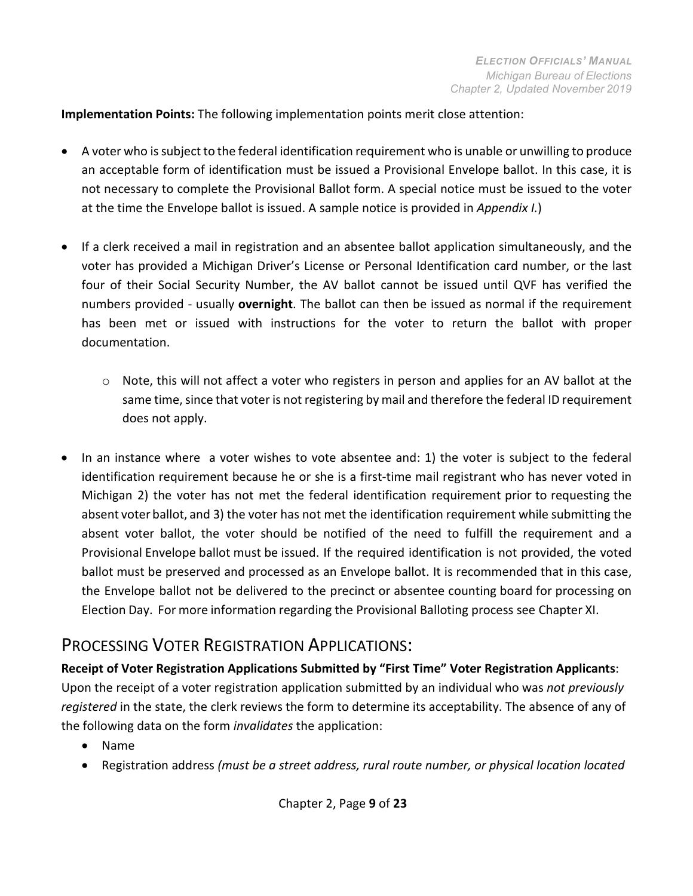**Implementation Points:** The following implementation points merit close attention:

- A voter who is subject to the federal identification requirement who is unable or unwilling to produce an acceptable form of identification must be issued a Provisional Envelope ballot. In this case, it is not necessary to complete the Provisional Ballot form. A special notice must be issued to the voter at the time the Envelope ballot is issued. A sample notice is provided in *Appendix I.*)
- If a clerk received a mail in registration and an absentee ballot application simultaneously, and the voter has provided a Michigan Driver's License or Personal Identification card number, or the last four of their Social Security Number, the AV ballot cannot be issued until QVF has verified the numbers provided - usually **overnight**. The ballot can then be issued as normal if the requirement has been met or issued with instructions for the voter to return the ballot with proper documentation.
  - Note, this will not affect a voter who registers in person and applies for an AV ballot at the same time, since that voter is not registering by mail and therefore the federal ID requirement does not apply.
- In an instance where a voter wishes to vote absentee and: 1) the voter is subject to the federal identification requirement because he or she is a first-time mail registrant who has never voted in Michigan 2) the voter has not met the federal identification requirement prior to requesting the absent voter ballot, and 3) the voter has not met the identification requirement while submitting the absent voter ballot, the voter should be notified of the need to fulfill the requirement and a Provisional Envelope ballot must be issued. If the required identification is not provided, the voted ballot must be preserved and processed as an Envelope ballot. It is recommended that in this case, the Envelope ballot not be delivered to the precinct or absentee counting board for processing on Election Day. For more information regarding the Provisional Balloting process see Chapter XI.

## PROCESSING VOTER REGISTRATION APPLICATIONS:

**Receipt of Voter Registration Applications Submitted by "First Time" Voter Registration Applicants**: Upon the receipt of a voter registration application submitted by an individual who was *not previously registered* in the state, the clerk reviews the form to determine its acceptability. The absence of any of the following data on the form *invalidates* the application:

- Name
- Registration address *(must be a street address, rural route number, or physical location located*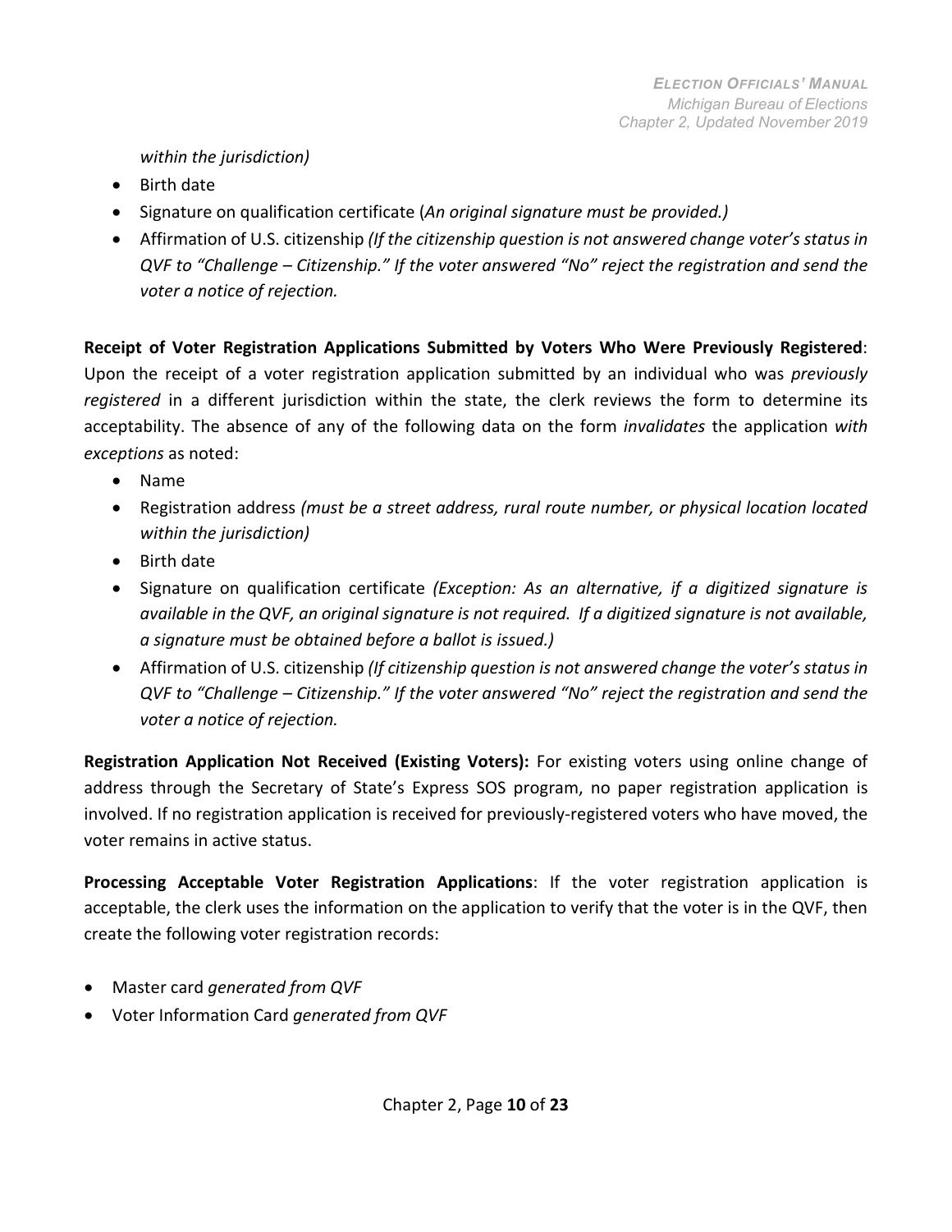*within the jurisdiction)*

- Birth date
- Signature on qualification certificate (*An original signature must be provided.)*
- Affirmation of U.S. citizenship *(If the citizenship question is not answered change voter's status in QVF to "Challenge – Citizenship." If the voter answered "No" reject the registration and send the voter a notice of rejection.*

**Receipt of Voter Registration Applications Submitted by Voters Who Were Previously Registered**: Upon the receipt of a voter registration application submitted by an individual who was *previously registered* in a different jurisdiction within the state, the clerk reviews the form to determine its acceptability. The absence of any of the following data on the form *invalidates* the application *with exceptions* as noted:

- Name
- Registration address *(must be a street address, rural route number, or physical location located within the jurisdiction)*
- Birth date
- Signature on qualification certificate *(Exception: As an alternative, if a digitized signature is available in the QVF, an original signature is not required. If a digitized signature is not available, a signature must be obtained before a ballot is issued.)*
- Affirmation of U.S. citizenship *(If citizenship question is not answered change the voter's status in QVF to "Challenge – Citizenship." If the voter answered "No" reject the registration and send the voter a notice of rejection.*

**Registration Application Not Received (Existing Voters):** For existing voters using online change of address through the Secretary of State's Express SOS program, no paper registration application is involved. If no registration application is received for previously-registered voters who have moved, the voter remains in active status.

**Processing Acceptable Voter Registration Applications**: If the voter registration application is acceptable, the clerk uses the information on the application to verify that the voter is in the QVF, then create the following voter registration records:

- Master card *generated from QVF*
- Voter Information Card *generated from QVF*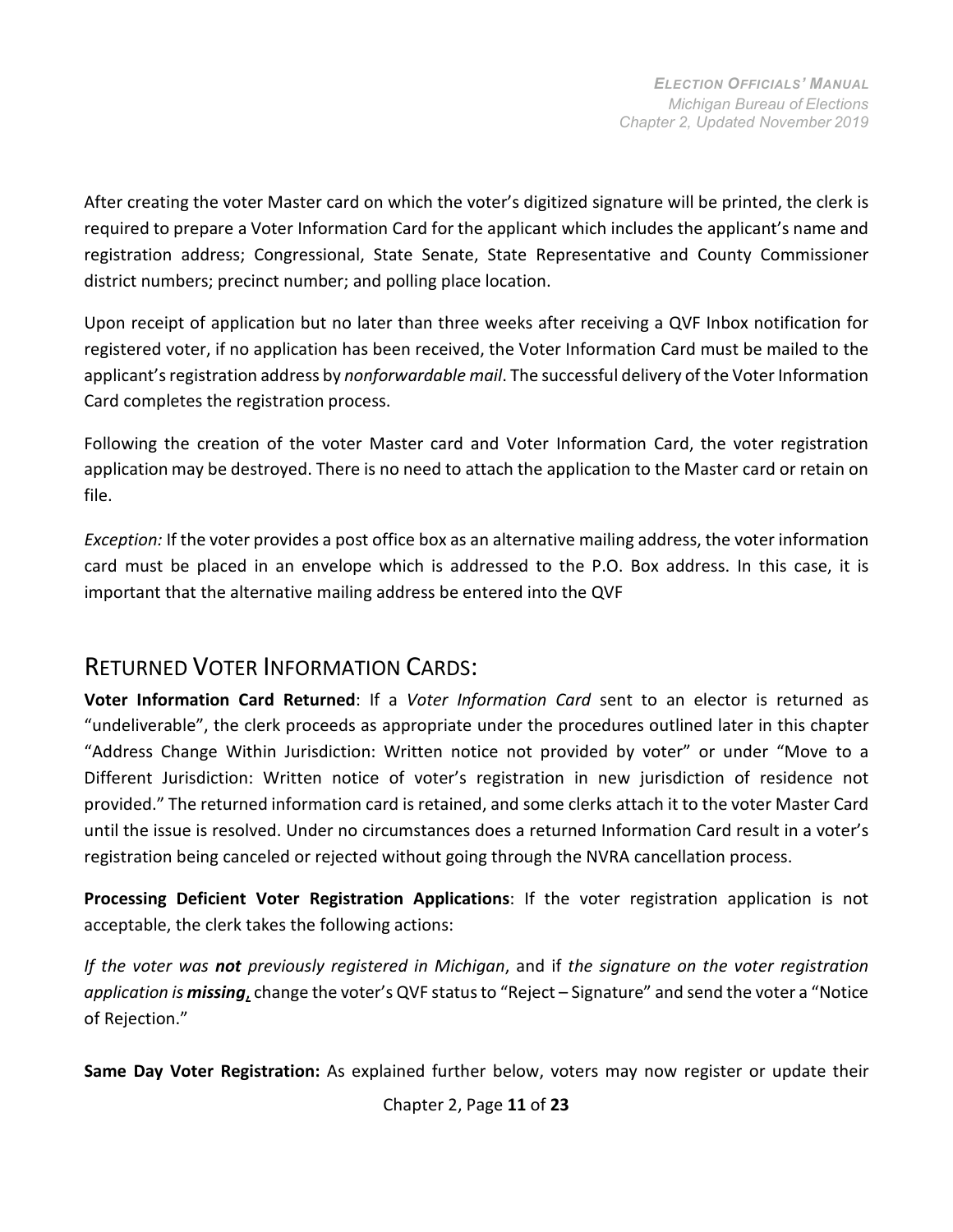After creating the voter Master card on which the voter's digitized signature will be printed, the clerk is required to prepare a Voter Information Card for the applicant which includes the applicant's name and registration address; Congressional, State Senate, State Representative and County Commissioner district numbers; precinct number; and polling place location.

Upon receipt of application but no later than three weeks after receiving a QVF Inbox notification for registered voter, if no application has been received, the Voter Information Card must be mailed to the applicant's registration address by *nonforwardable mail*. The successful delivery of the Voter Information Card completes the registration process.

Following the creation of the voter Master card and Voter Information Card, the voter registration application may be destroyed. There is no need to attach the application to the Master card or retain on file.

*Exception:* If the voter provides a post office box as an alternative mailing address, the voter information card must be placed in an envelope which is addressed to the P.O. Box address. In this case, it is important that the alternative mailing address be entered into the QVF

## RETURNED VOTER INFORMATION CARDS:

**Voter Information Card Returned**: If a *Voter Information Card* sent to an elector is returned as "undeliverable", the clerk proceeds as appropriate under the procedures outlined later in this chapter "Address Change Within Jurisdiction: Written notice not provided by voter" or under "Move to a Different Jurisdiction: Written notice of voter's registration in new jurisdiction of residence not provided." The returned information card is retained, and some clerks attach it to the voter Master Card until the issue is resolved. Under no circumstances does a returned Information Card result in a voter's registration being canceled or rejected without going through the NVRA cancellation process.

**Processing Deficient Voter Registration Applications**: If the voter registration application is not acceptable, the clerk takes the following actions:

*If the voter was **not** previously registered in Michigan*, and if *the signature on the voter registration application is **missing***, change the voter's QVF status to "Reject – Signature" and send the voter a "Notice of Rejection."

**Same Day Voter Registration:** As explained further below, voters may now register or update their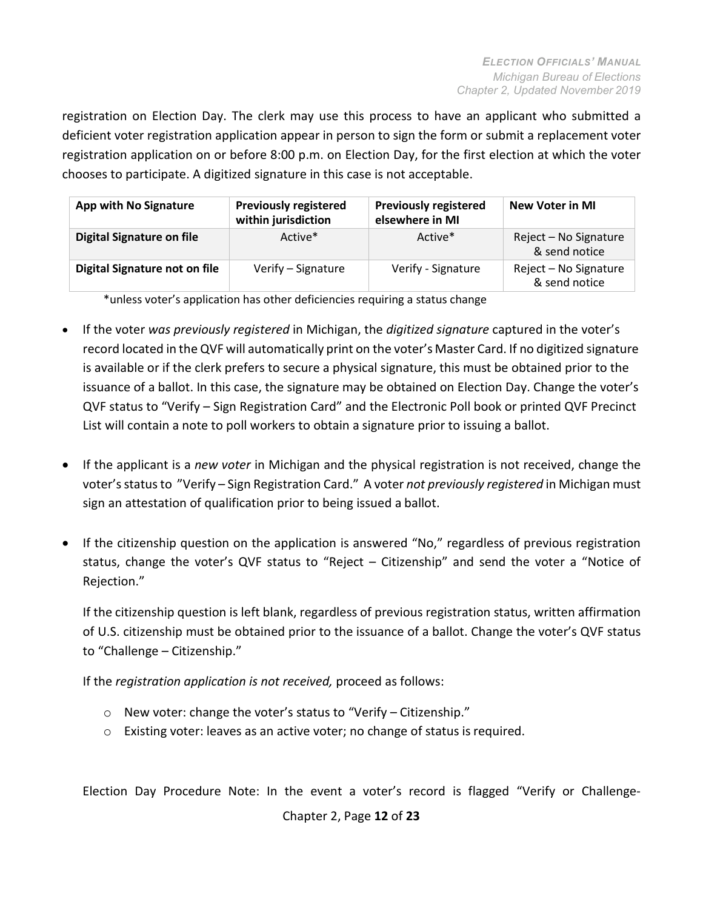registration on Election Day. The clerk may use this process to have an applicant who submitted a deficient voter registration application appear in person to sign the form or submit a replacement voter registration application on or before 8:00 p.m. on Election Day, for the first election at which the voter chooses to participate. A digitized signature in this case is not acceptable.

| App with No Signature | Previously registered within jurisdiction | Previously registered elsewhere in MI | New Voter in MI |
|---|---|---|---|
| **Digital Signature on file** | Active* | Active* | Reject – No Signature & send notice |
| **Digital Signature not on file** | Verify – Signature | Verify - Signature | Reject – No Signature & send notice |

*unless voter's application has other deficiencies requiring a status change

- If the voter *was previously registered* in Michigan, the *digitized signature* captured in the voter's record located in the QVF will automatically print on the voter's Master Card. If no digitized signature is available or if the clerk prefers to secure a physical signature, this must be obtained prior to the issuance of a ballot. In this case, the signature may be obtained on Election Day. Change the voter's QVF status to "Verify – Sign Registration Card" and the Electronic Poll book or printed QVF Precinct List will contain a note to poll workers to obtain a signature prior to issuing a ballot.

- If the applicant is a *new voter* in Michigan and the physical registration is not received, change the voter's status to "Verify – Sign Registration Card." A voter *not previously registered* in Michigan must sign an attestation of qualification prior to being issued a ballot.

- If the citizenship question on the application is answered "No," regardless of previous registration status, change the voter's QVF status to "Reject – Citizenship" and send the voter a "Notice of Rejection."

  If the citizenship question is left blank, regardless of previous registration status, written affirmation of U.S. citizenship must be obtained prior to the issuance of a ballot. Change the voter's QVF status to "Challenge – Citizenship."

  If the *registration application is not received,* proceed as follows:

  - New voter: change the voter's status to "Verify – Citizenship."
  - Existing voter: leaves as an active voter; no change of status is required.

Election Day Procedure Note: In the event a voter's record is flagged "Verify or Challenge-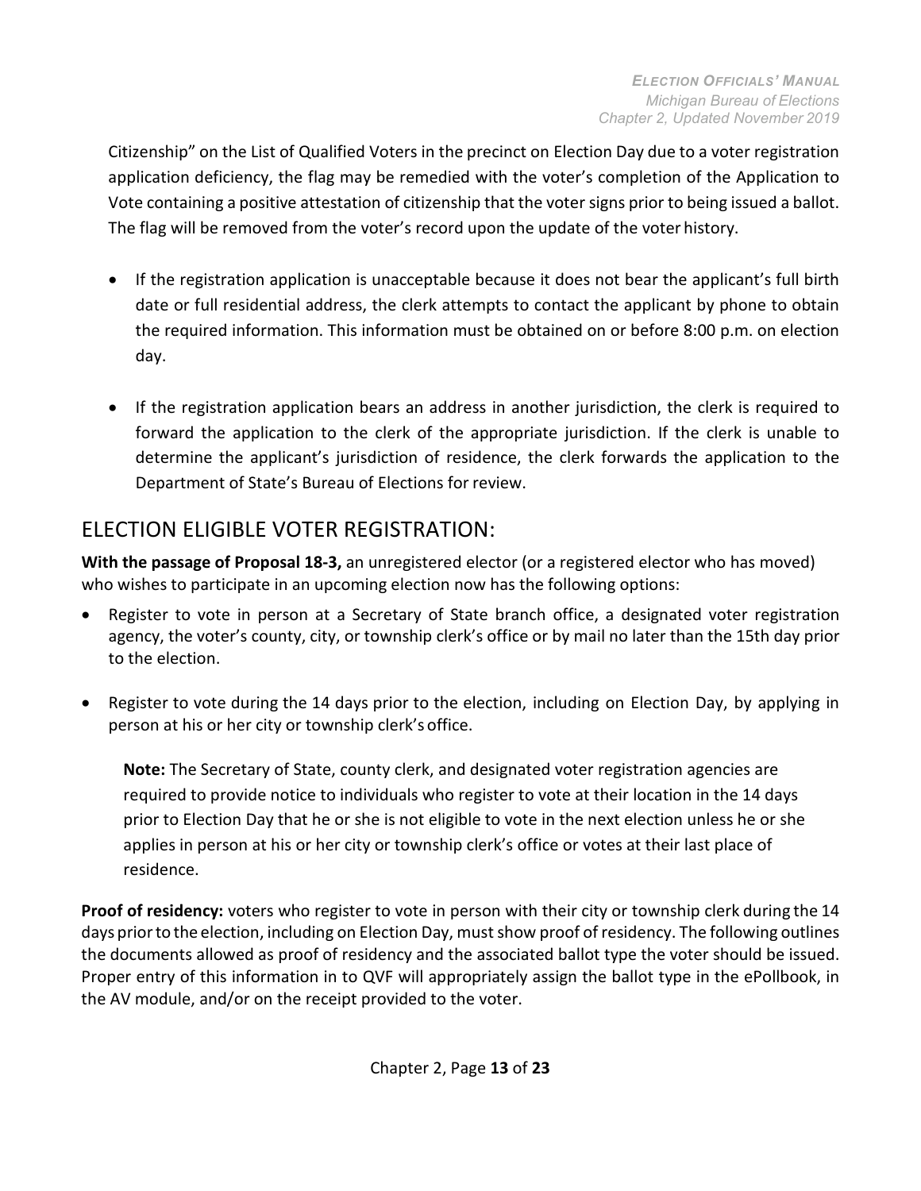Citizenship" on the List of Qualified Voters in the precinct on Election Day due to a voter registration application deficiency, the flag may be remedied with the voter's completion of the Application to Vote containing a positive attestation of citizenship that the voter signs prior to being issued a ballot. The flag will be removed from the voter's record upon the update of the voter history.

- If the registration application is unacceptable because it does not bear the applicant's full birth date or full residential address, the clerk attempts to contact the applicant by phone to obtain the required information. This information must be obtained on or before 8:00 p.m. on election day.

- If the registration application bears an address in another jurisdiction, the clerk is required to forward the application to the clerk of the appropriate jurisdiction. If the clerk is unable to determine the applicant's jurisdiction of residence, the clerk forwards the application to the Department of State's Bureau of Elections for review.

## ELECTION ELIGIBLE VOTER REGISTRATION:

**With the passage of Proposal 18-3,** an unregistered elector (or a registered elector who has moved) who wishes to participate in an upcoming election now has the following options:

- Register to vote in person at a Secretary of State branch office, a designated voter registration agency, the voter's county, city, or township clerk's office or by mail no later than the 15th day prior to the election.

- Register to vote during the 14 days prior to the election, including on Election Day, by applying in person at his or her city or township clerk's office.

  **Note:** The Secretary of State, county clerk, and designated voter registration agencies are required to provide notice to individuals who register to vote at their location in the 14 days prior to Election Day that he or she is not eligible to vote in the next election unless he or she applies in person at his or her city or township clerk's office or votes at their last place of residence.

**Proof of residency:** voters who register to vote in person with their city or township clerk during the 14 days prior to the election, including on Election Day, must show proof of residency. The following outlines the documents allowed as proof of residency and the associated ballot type the voter should be issued. Proper entry of this information in to QVF will appropriately assign the ballot type in the ePollbook, in the AV module, and/or on the receipt provided to the voter.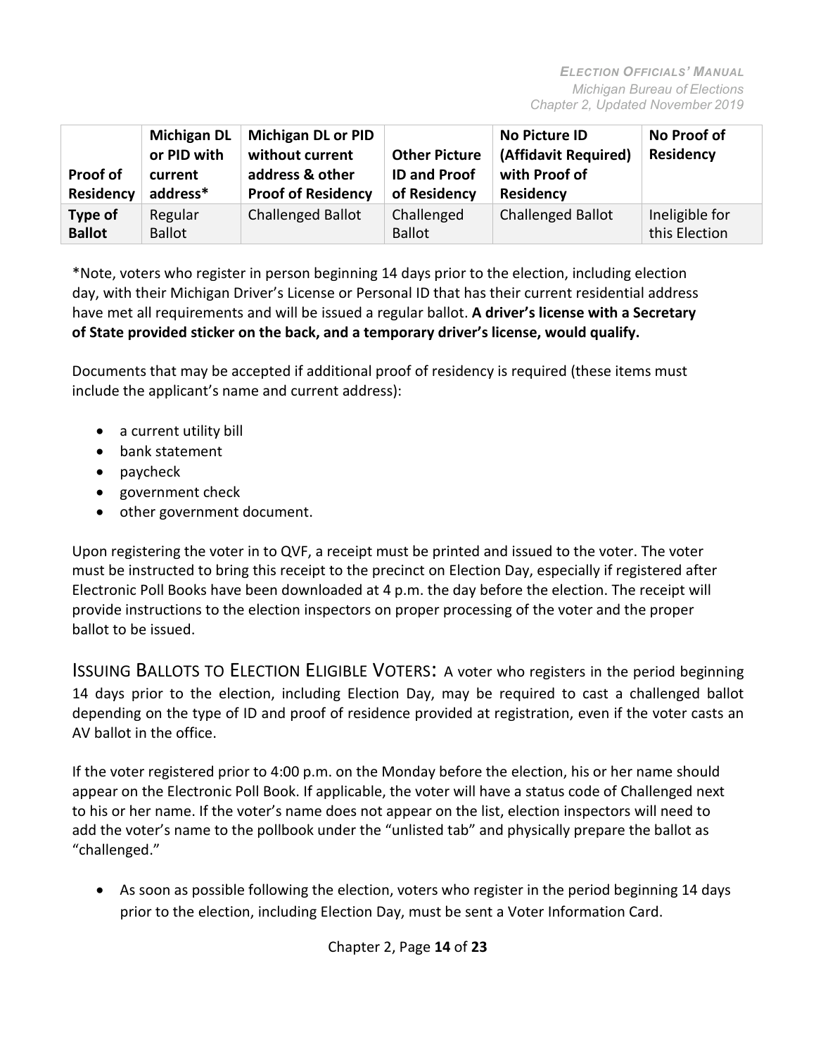| Proof of Residency | Michigan DL or PID with current address* | Michigan DL or PID without current address & other Proof of Residency | Other Picture ID and Proof of Residency | No Picture ID (Affidavit Required) with Proof of Residency | No Proof of Residency |
|---|---|---|---|---|---|
| **Type of Ballot** | Regular Ballot | Challenged Ballot | Challenged Ballot | Challenged Ballot | Ineligible for this Election |

*Note, voters who register in person beginning 14 days prior to the election, including election day, with their Michigan Driver's License or Personal ID that has their current residential address have met all requirements and will be issued a regular ballot. **A driver's license with a Secretary of State provided sticker on the back, and a temporary driver's license, would qualify.**

Documents that may be accepted if additional proof of residency is required (these items must include the applicant's name and current address):

- a current utility bill
- bank statement
- paycheck
- government check
- other government document.

Upon registering the voter in to QVF, a receipt must be printed and issued to the voter. The voter must be instructed to bring this receipt to the precinct on Election Day, especially if registered after Electronic Poll Books have been downloaded at 4 p.m. the day before the election. The receipt will provide instructions to the election inspectors on proper processing of the voter and the proper ballot to be issued.

ISSUING BALLOTS TO ELECTION ELIGIBLE VOTERS: A voter who registers in the period beginning 14 days prior to the election, including Election Day, may be required to cast a challenged ballot depending on the type of ID and proof of residence provided at registration, even if the voter casts an AV ballot in the office.

If the voter registered prior to 4:00 p.m. on the Monday before the election, his or her name should appear on the Electronic Poll Book. If applicable, the voter will have a status code of Challenged next to his or her name. If the voter's name does not appear on the list, election inspectors will need to add the voter's name to the pollbook under the "unlisted tab" and physically prepare the ballot as "challenged."

- As soon as possible following the election, voters who register in the period beginning 14 days prior to the election, including Election Day, must be sent a Voter Information Card.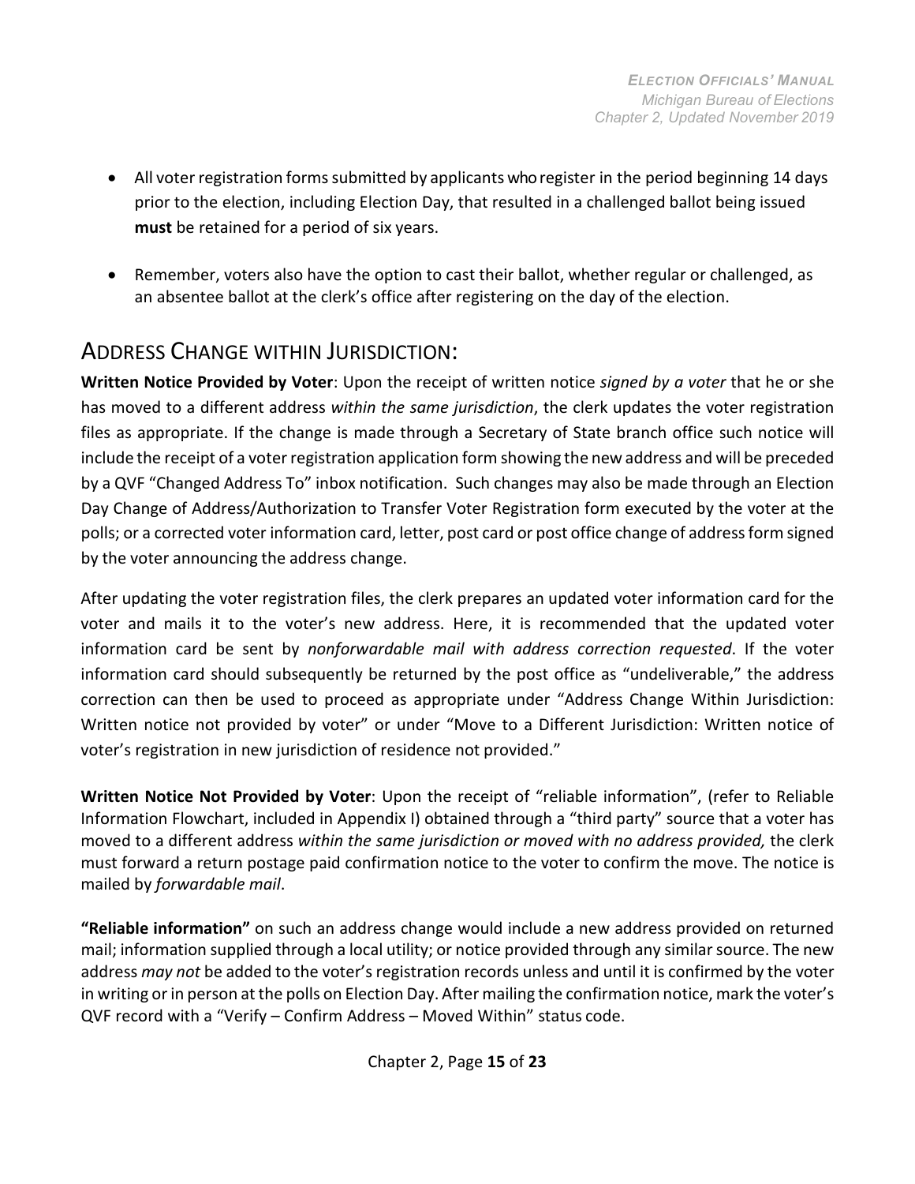- All voter registration forms submitted by applicants who register in the period beginning 14 days prior to the election, including Election Day, that resulted in a challenged ballot being issued **must** be retained for a period of six years.

- Remember, voters also have the option to cast their ballot, whether regular or challenged, as an absentee ballot at the clerk's office after registering on the day of the election.

## Address Change within Jurisdiction:

**Written Notice Provided by Voter**: Upon the receipt of written notice *signed by a voter* that he or she has moved to a different address *within the same jurisdiction*, the clerk updates the voter registration files as appropriate. If the change is made through a Secretary of State branch office such notice will include the receipt of a voter registration application form showing the new address and will be preceded by a QVF "Changed Address To" inbox notification. Such changes may also be made through an Election Day Change of Address/Authorization to Transfer Voter Registration form executed by the voter at the polls; or a corrected voter information card, letter, post card or post office change of address form signed by the voter announcing the address change.

After updating the voter registration files, the clerk prepares an updated voter information card for the voter and mails it to the voter's new address. Here, it is recommended that the updated voter information card be sent by *nonforwardable mail with address correction requested*. If the voter information card should subsequently be returned by the post office as "undeliverable," the address correction can then be used to proceed as appropriate under "Address Change Within Jurisdiction: Written notice not provided by voter" or under "Move to a Different Jurisdiction: Written notice of voter's registration in new jurisdiction of residence not provided."

**Written Notice Not Provided by Voter**: Upon the receipt of "reliable information", (refer to Reliable Information Flowchart, included in Appendix I) obtained through a "third party" source that a voter has moved to a different address *within the same jurisdiction or moved with no address provided,* the clerk must forward a return postage paid confirmation notice to the voter to confirm the move. The notice is mailed by *forwardable mail*.

**"Reliable information"** on such an address change would include a new address provided on returned mail; information supplied through a local utility; or notice provided through any similar source. The new address *may not* be added to the voter's registration records unless and until it is confirmed by the voter in writing or in person at the polls on Election Day. After mailing the confirmation notice, mark the voter's QVF record with a "Verify – Confirm Address – Moved Within" status code.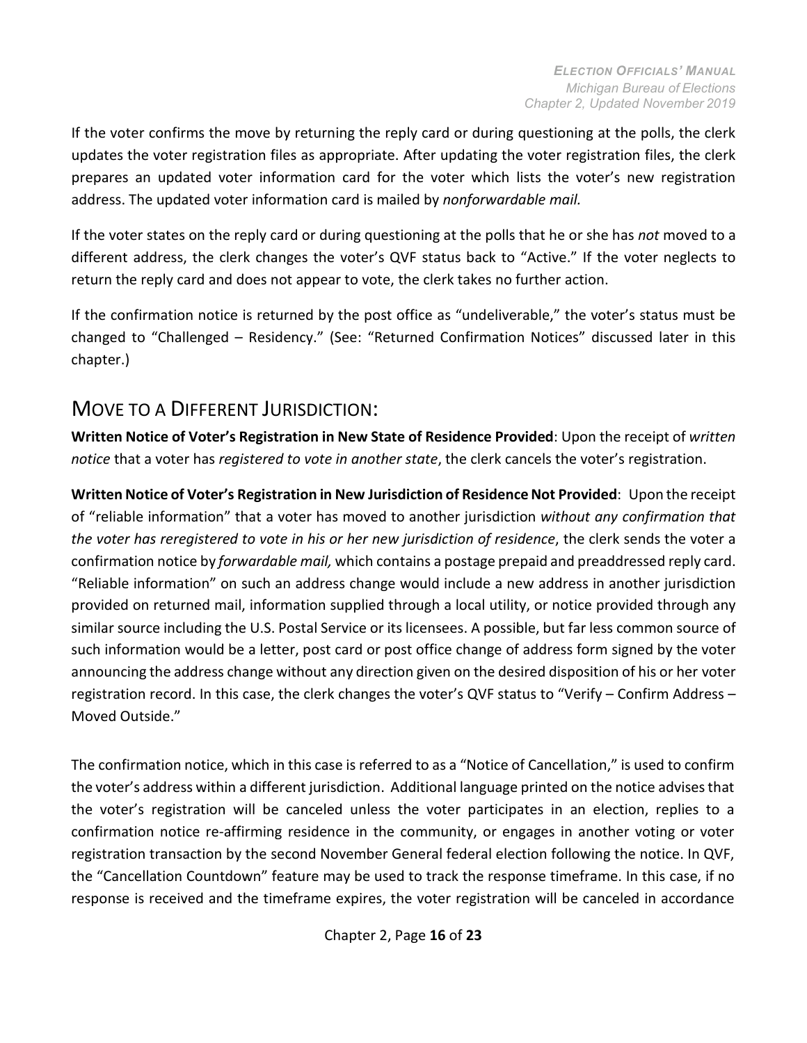If the voter confirms the move by returning the reply card or during questioning at the polls, the clerk updates the voter registration files as appropriate. After updating the voter registration files, the clerk prepares an updated voter information card for the voter which lists the voter's new registration address. The updated voter information card is mailed by *nonforwardable mail.*

If the voter states on the reply card or during questioning at the polls that he or she has *not* moved to a different address, the clerk changes the voter's QVF status back to "Active." If the voter neglects to return the reply card and does not appear to vote, the clerk takes no further action.

If the confirmation notice is returned by the post office as "undeliverable," the voter's status must be changed to "Challenged – Residency." (See: "Returned Confirmation Notices" discussed later in this chapter.)

## MOVE TO A DIFFERENT JURISDICTION:

**Written Notice of Voter's Registration in New State of Residence Provided**: Upon the receipt of *written notice* that a voter has *registered to vote in another state*, the clerk cancels the voter's registration.

**Written Notice of Voter's Registration in New Jurisdiction of Residence Not Provided**: Upon the receipt of "reliable information" that a voter has moved to another jurisdiction *without any confirmation that the voter has reregistered to vote in his or her new jurisdiction of residence*, the clerk sends the voter a confirmation notice by *forwardable mail,* which contains a postage prepaid and preaddressed reply card. "Reliable information" on such an address change would include a new address in another jurisdiction provided on returned mail, information supplied through a local utility, or notice provided through any similar source including the U.S. Postal Service or its licensees. A possible, but far less common source of such information would be a letter, post card or post office change of address form signed by the voter announcing the address change without any direction given on the desired disposition of his or her voter registration record. In this case, the clerk changes the voter's QVF status to "Verify – Confirm Address – Moved Outside."

The confirmation notice, which in this case is referred to as a "Notice of Cancellation," is used to confirm the voter's address within a different jurisdiction. Additional language printed on the notice advises that the voter's registration will be canceled unless the voter participates in an election, replies to a confirmation notice re-affirming residence in the community, or engages in another voting or voter registration transaction by the second November General federal election following the notice. In QVF, the "Cancellation Countdown" feature may be used to track the response timeframe. In this case, if no response is received and the timeframe expires, the voter registration will be canceled in accordance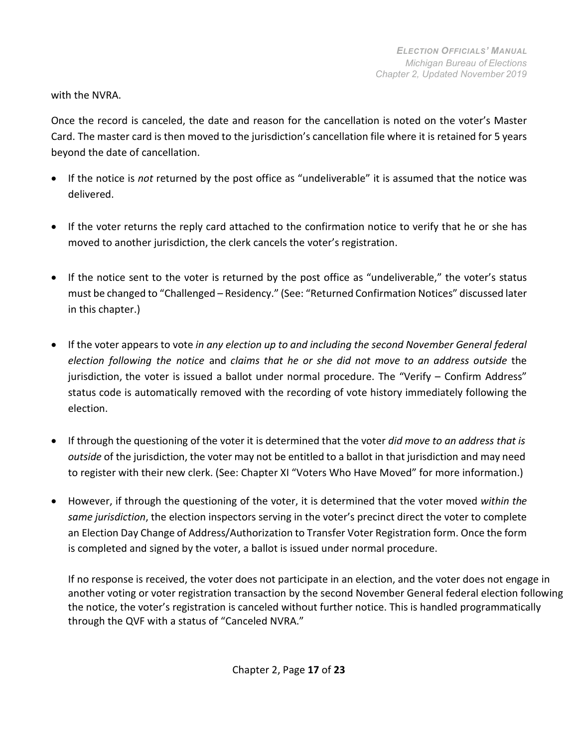with the NVRA.

Once the record is canceled, the date and reason for the cancellation is noted on the voter's Master Card. The master card is then moved to the jurisdiction's cancellation file where it is retained for 5 years beyond the date of cancellation.

- If the notice is *not* returned by the post office as "undeliverable" it is assumed that the notice was delivered.

- If the voter returns the reply card attached to the confirmation notice to verify that he or she has moved to another jurisdiction, the clerk cancels the voter's registration.

- If the notice sent to the voter is returned by the post office as "undeliverable," the voter's status must be changed to "Challenged – Residency." (See: "Returned Confirmation Notices" discussed later in this chapter.)

- If the voter appears to vote *in any election up to and including the second November General federal election following the notice* and *claims that he or she did not move to an address outside* the jurisdiction, the voter is issued a ballot under normal procedure. The "Verify – Confirm Address" status code is automatically removed with the recording of vote history immediately following the election.

- If through the questioning of the voter it is determined that the voter *did move to an address that is outside* of the jurisdiction, the voter may not be entitled to a ballot in that jurisdiction and may need to register with their new clerk. (See: Chapter XI "Voters Who Have Moved" for more information.)

- However, if through the questioning of the voter, it is determined that the voter moved *within the same jurisdiction*, the election inspectors serving in the voter's precinct direct the voter to complete an Election Day Change of Address/Authorization to Transfer Voter Registration form. Once the form is completed and signed by the voter, a ballot is issued under normal procedure.

  If no response is received, the voter does not participate in an election, and the voter does not engage in another voting or voter registration transaction by the second November General federal election following the notice, the voter's registration is canceled without further notice. This is handled programmatically through the QVF with a status of "Canceled NVRA."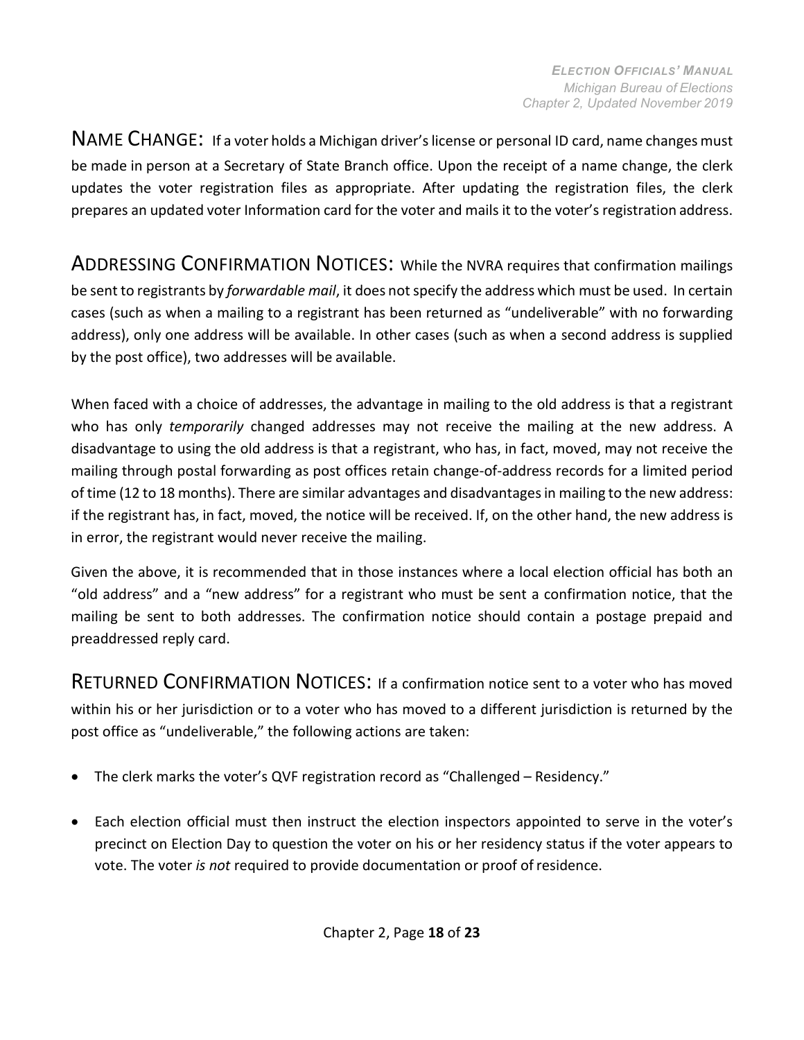NAME CHANGE: If a voter holds a Michigan driver's license or personal ID card, name changes must be made in person at a Secretary of State Branch office. Upon the receipt of a name change, the clerk updates the voter registration files as appropriate. After updating the registration files, the clerk prepares an updated voter Information card for the voter and mails it to the voter's registration address.

ADDRESSING CONFIRMATION NOTICES: While the NVRA requires that confirmation mailings be sent to registrants by *forwardable mail*, it does not specify the address which must be used. In certain cases (such as when a mailing to a registrant has been returned as "undeliverable" with no forwarding address), only one address will be available. In other cases (such as when a second address is supplied by the post office), two addresses will be available.

When faced with a choice of addresses, the advantage in mailing to the old address is that a registrant who has only *temporarily* changed addresses may not receive the mailing at the new address. A disadvantage to using the old address is that a registrant, who has, in fact, moved, may not receive the mailing through postal forwarding as post offices retain change-of-address records for a limited period of time (12 to 18 months). There are similar advantages and disadvantages in mailing to the new address: if the registrant has, in fact, moved, the notice will be received. If, on the other hand, the new address is in error, the registrant would never receive the mailing.

Given the above, it is recommended that in those instances where a local election official has both an "old address" and a "new address" for a registrant who must be sent a confirmation notice, that the mailing be sent to both addresses. The confirmation notice should contain a postage prepaid and preaddressed reply card.

RETURNED CONFIRMATION NOTICES: If a confirmation notice sent to a voter who has moved within his or her jurisdiction or to a voter who has moved to a different jurisdiction is returned by the post office as "undeliverable," the following actions are taken:

- The clerk marks the voter's QVF registration record as "Challenged – Residency."
- Each election official must then instruct the election inspectors appointed to serve in the voter's precinct on Election Day to question the voter on his or her residency status if the voter appears to vote. The voter *is not* required to provide documentation or proof of residence.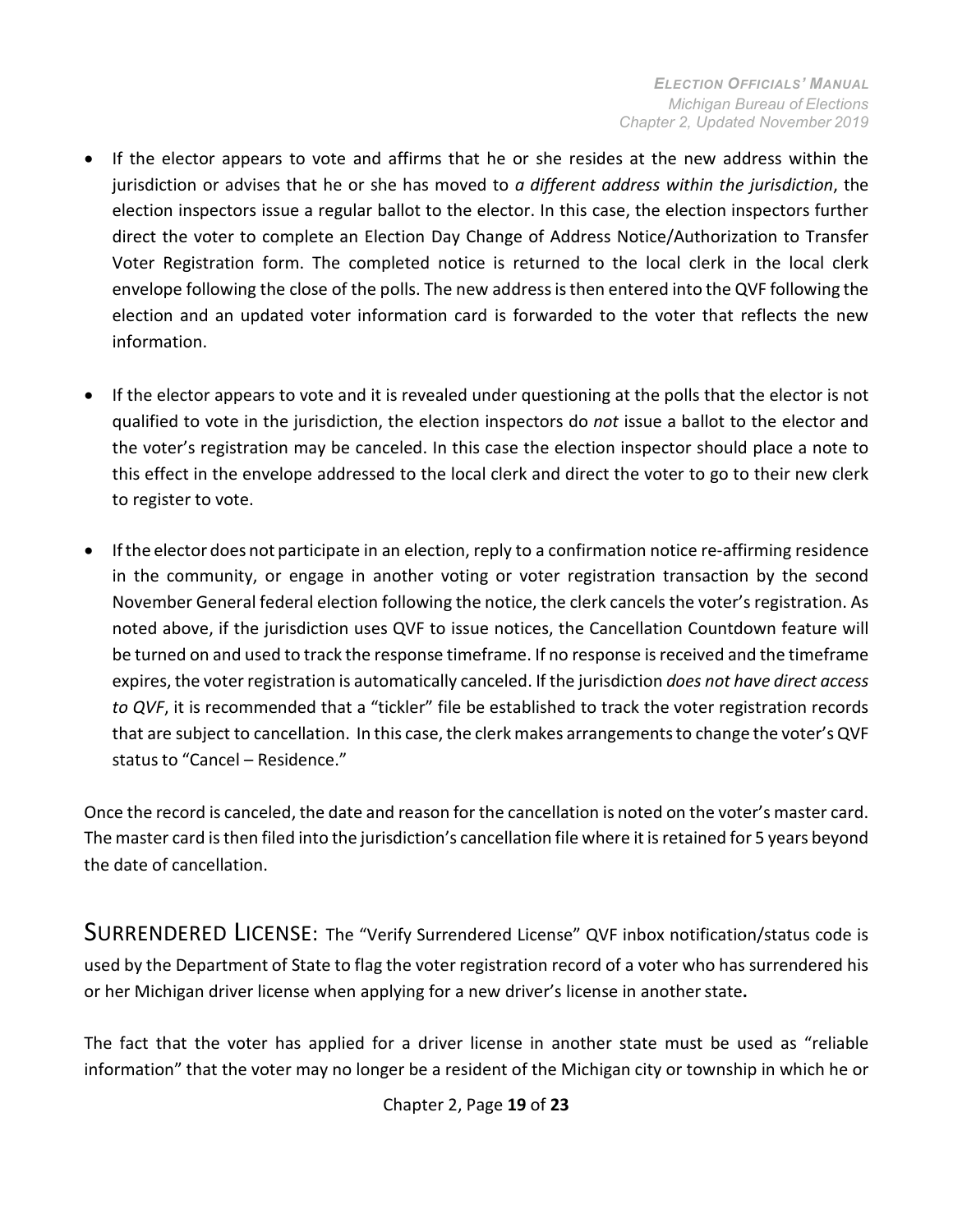- If the elector appears to vote and affirms that he or she resides at the new address within the jurisdiction or advises that he or she has moved to *a different address within the jurisdiction*, the election inspectors issue a regular ballot to the elector. In this case, the election inspectors further direct the voter to complete an Election Day Change of Address Notice/Authorization to Transfer Voter Registration form. The completed notice is returned to the local clerk in the local clerk envelope following the close of the polls. The new address is then entered into the QVF following the election and an updated voter information card is forwarded to the voter that reflects the new information.

- If the elector appears to vote and it is revealed under questioning at the polls that the elector is not qualified to vote in the jurisdiction, the election inspectors do *not* issue a ballot to the elector and the voter's registration may be canceled. In this case the election inspector should place a note to this effect in the envelope addressed to the local clerk and direct the voter to go to their new clerk to register to vote.

- If the elector does not participate in an election, reply to a confirmation notice re-affirming residence in the community, or engage in another voting or voter registration transaction by the second November General federal election following the notice, the clerk cancels the voter's registration. As noted above, if the jurisdiction uses QVF to issue notices, the Cancellation Countdown feature will be turned on and used to track the response timeframe. If no response is received and the timeframe expires, the voter registration is automatically canceled. If the jurisdiction *does not have direct access to QVF*, it is recommended that a "tickler" file be established to track the voter registration records that are subject to cancellation. In this case, the clerk makes arrangements to change the voter's QVF status to "Cancel – Residence."

Once the record is canceled, the date and reason for the cancellation is noted on the voter's master card. The master card is then filed into the jurisdiction's cancellation file where it is retained for 5 years beyond the date of cancellation.

## SURRENDERED LICENSE:

The "Verify Surrendered License" QVF inbox notification/status code is used by the Department of State to flag the voter registration record of a voter who has surrendered his or her Michigan driver license when applying for a new driver's license in another state**.**

The fact that the voter has applied for a driver license in another state must be used as "reliable information" that the voter may no longer be a resident of the Michigan city or township in which he or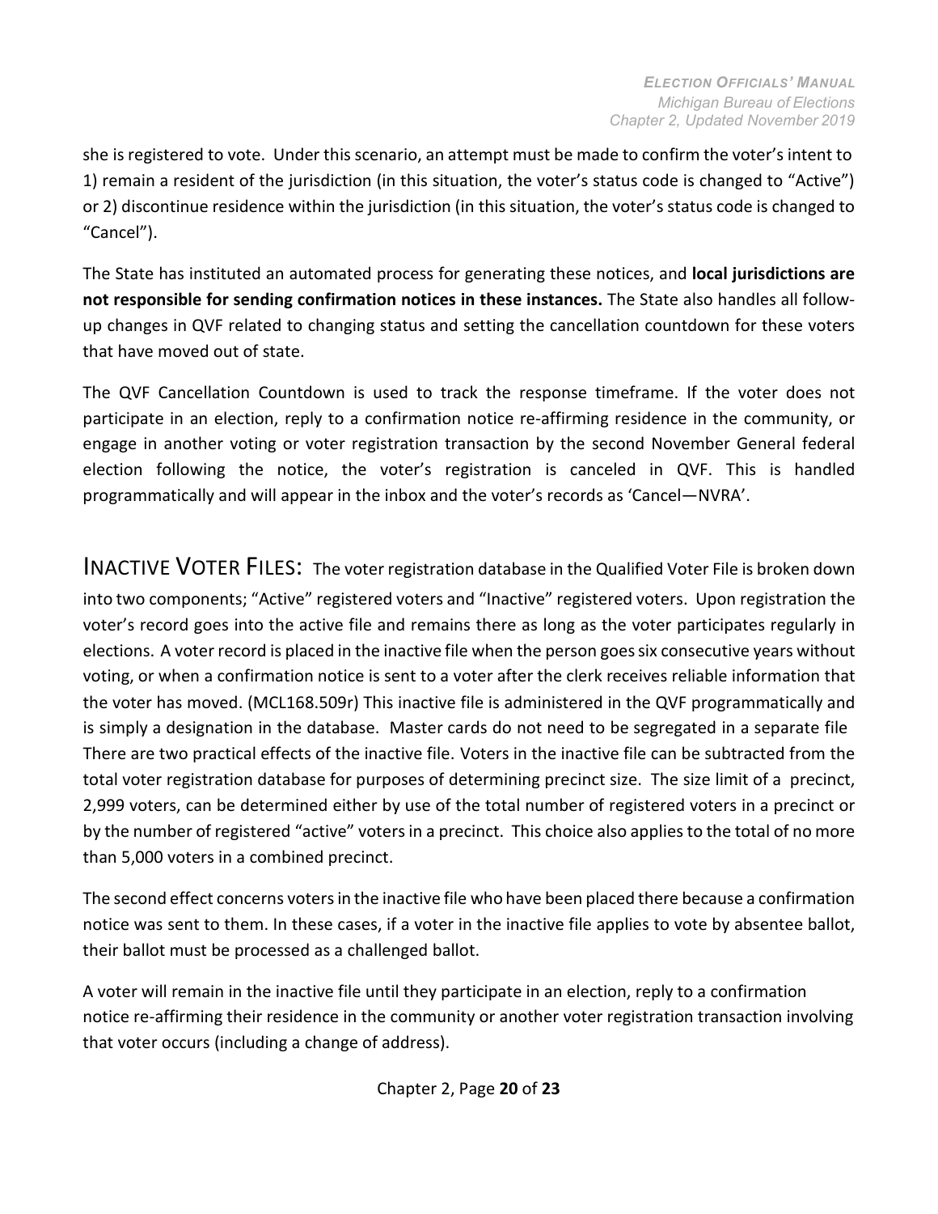she is registered to vote. Under this scenario, an attempt must be made to confirm the voter's intent to 1) remain a resident of the jurisdiction (in this situation, the voter's status code is changed to "Active") or 2) discontinue residence within the jurisdiction (in this situation, the voter's status code is changed to "Cancel").

The State has instituted an automated process for generating these notices, and **local jurisdictions are not responsible for sending confirmation notices in these instances.** The State also handles all follow-up changes in QVF related to changing status and setting the cancellation countdown for these voters that have moved out of state.

The QVF Cancellation Countdown is used to track the response timeframe. If the voter does not participate in an election, reply to a confirmation notice re-affirming residence in the community, or engage in another voting or voter registration transaction by the second November General federal election following the notice, the voter's registration is canceled in QVF. This is handled programmatically and will appear in the inbox and the voter's records as 'Cancel—NVRA'.

## INACTIVE VOTER FILES:

The voter registration database in the Qualified Voter File is broken down into two components; "Active" registered voters and "Inactive" registered voters. Upon registration the voter's record goes into the active file and remains there as long as the voter participates regularly in elections. A voter record is placed in the inactive file when the person goes six consecutive years without voting, or when a confirmation notice is sent to a voter after the clerk receives reliable information that the voter has moved. (MCL168.509r) This inactive file is administered in the QVF programmatically and is simply a designation in the database. Master cards do not need to be segregated in a separate file There are two practical effects of the inactive file. Voters in the inactive file can be subtracted from the total voter registration database for purposes of determining precinct size. The size limit of a precinct, 2,999 voters, can be determined either by use of the total number of registered voters in a precinct or by the number of registered "active" voters in a precinct. This choice also applies to the total of no more than 5,000 voters in a combined precinct.

The second effect concerns voters in the inactive file who have been placed there because a confirmation notice was sent to them. In these cases, if a voter in the inactive file applies to vote by absentee ballot, their ballot must be processed as a challenged ballot.

A voter will remain in the inactive file until they participate in an election, reply to a confirmation notice re-affirming their residence in the community or another voter registration transaction involving that voter occurs (including a change of address).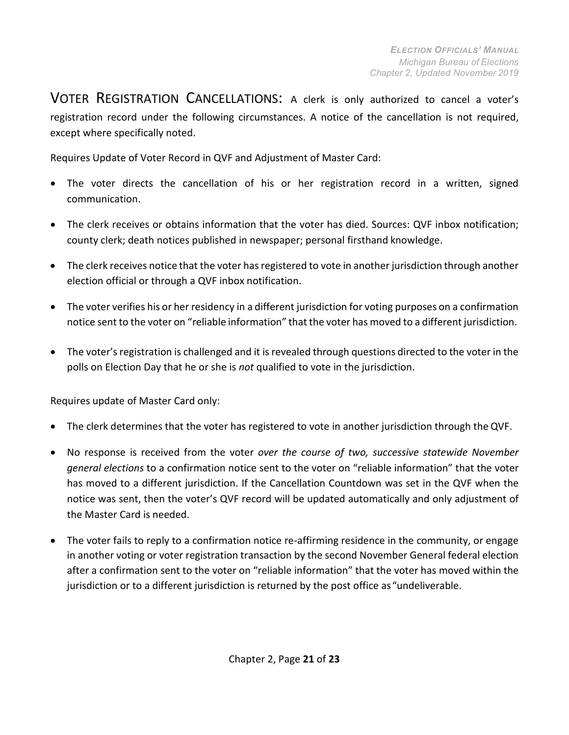VOTER REGISTRATION CANCELLATIONS: A clerk is only authorized to cancel a voter's registration record under the following circumstances. A notice of the cancellation is not required, except where specifically noted.

Requires Update of Voter Record in QVF and Adjustment of Master Card:

- The voter directs the cancellation of his or her registration record in a written, signed communication.
- The clerk receives or obtains information that the voter has died. Sources: QVF inbox notification; county clerk; death notices published in newspaper; personal firsthand knowledge.
- The clerk receives notice that the voter has registered to vote in another jurisdiction through another election official or through a QVF inbox notification.
- The voter verifies his or her residency in a different jurisdiction for voting purposes on a confirmation notice sent to the voter on "reliable information" that the voter has moved to a different jurisdiction.
- The voter's registration is challenged and it is revealed through questions directed to the voter in the polls on Election Day that he or she is *not* qualified to vote in the jurisdiction.

Requires update of Master Card only:

- The clerk determines that the voter has registered to vote in another jurisdiction through the QVF.
- No response is received from the voter *over the course of two, successive statewide November general elections* to a confirmation notice sent to the voter on "reliable information" that the voter has moved to a different jurisdiction. If the Cancellation Countdown was set in the QVF when the notice was sent, then the voter's QVF record will be updated automatically and only adjustment of the Master Card is needed.
- The voter fails to reply to a confirmation notice re-affirming residence in the community, or engage in another voting or voter registration transaction by the second November General federal election after a confirmation sent to the voter on "reliable information" that the voter has moved within the jurisdiction or to a different jurisdiction is returned by the post office as "undeliverable.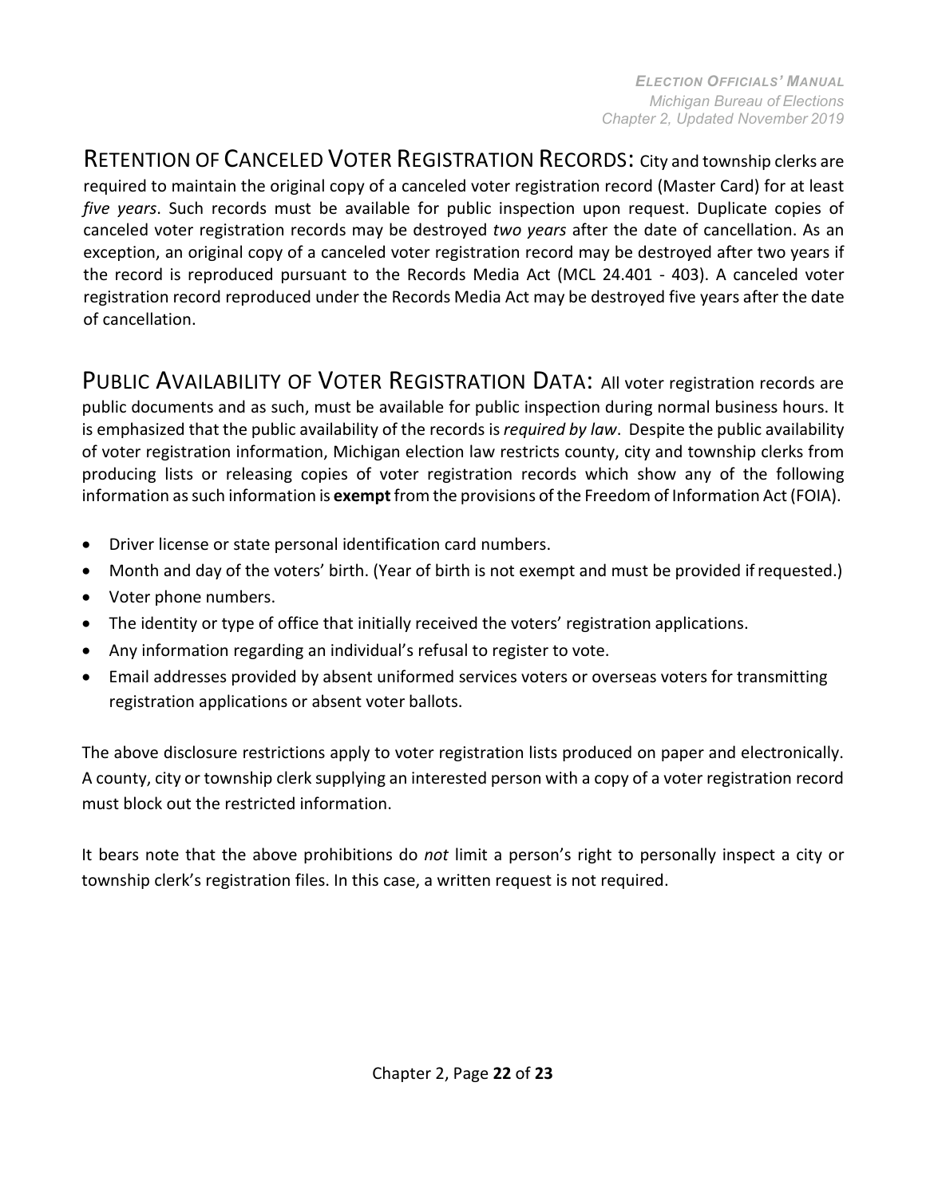**RETENTION OF CANCELED VOTER REGISTRATION RECORDS:** City and township clerks are required to maintain the original copy of a canceled voter registration record (Master Card) for at least *five years*. Such records must be available for public inspection upon request. Duplicate copies of canceled voter registration records may be destroyed *two years* after the date of cancellation. As an exception, an original copy of a canceled voter registration record may be destroyed after two years if the record is reproduced pursuant to the Records Media Act (MCL 24.401 - 403). A canceled voter registration record reproduced under the Records Media Act may be destroyed five years after the date of cancellation.

**PUBLIC AVAILABILITY OF VOTER REGISTRATION DATA:** All voter registration records are public documents and as such, must be available for public inspection during normal business hours. It is emphasized that the public availability of the records is *required by law*. Despite the public availability of voter registration information, Michigan election law restricts county, city and township clerks from producing lists or releasing copies of voter registration records which show any of the following information as such information is **exempt** from the provisions of the Freedom of Information Act (FOIA).

- Driver license or state personal identification card numbers.
- Month and day of the voters' birth. (Year of birth is not exempt and must be provided if requested.)
- Voter phone numbers.
- The identity or type of office that initially received the voters' registration applications.
- Any information regarding an individual's refusal to register to vote.
- Email addresses provided by absent uniformed services voters or overseas voters for transmitting registration applications or absent voter ballots.

The above disclosure restrictions apply to voter registration lists produced on paper and electronically. A county, city or township clerk supplying an interested person with a copy of a voter registration record must block out the restricted information.

It bears note that the above prohibitions do *not* limit a person's right to personally inspect a city or township clerk's registration files. In this case, a written request is not required.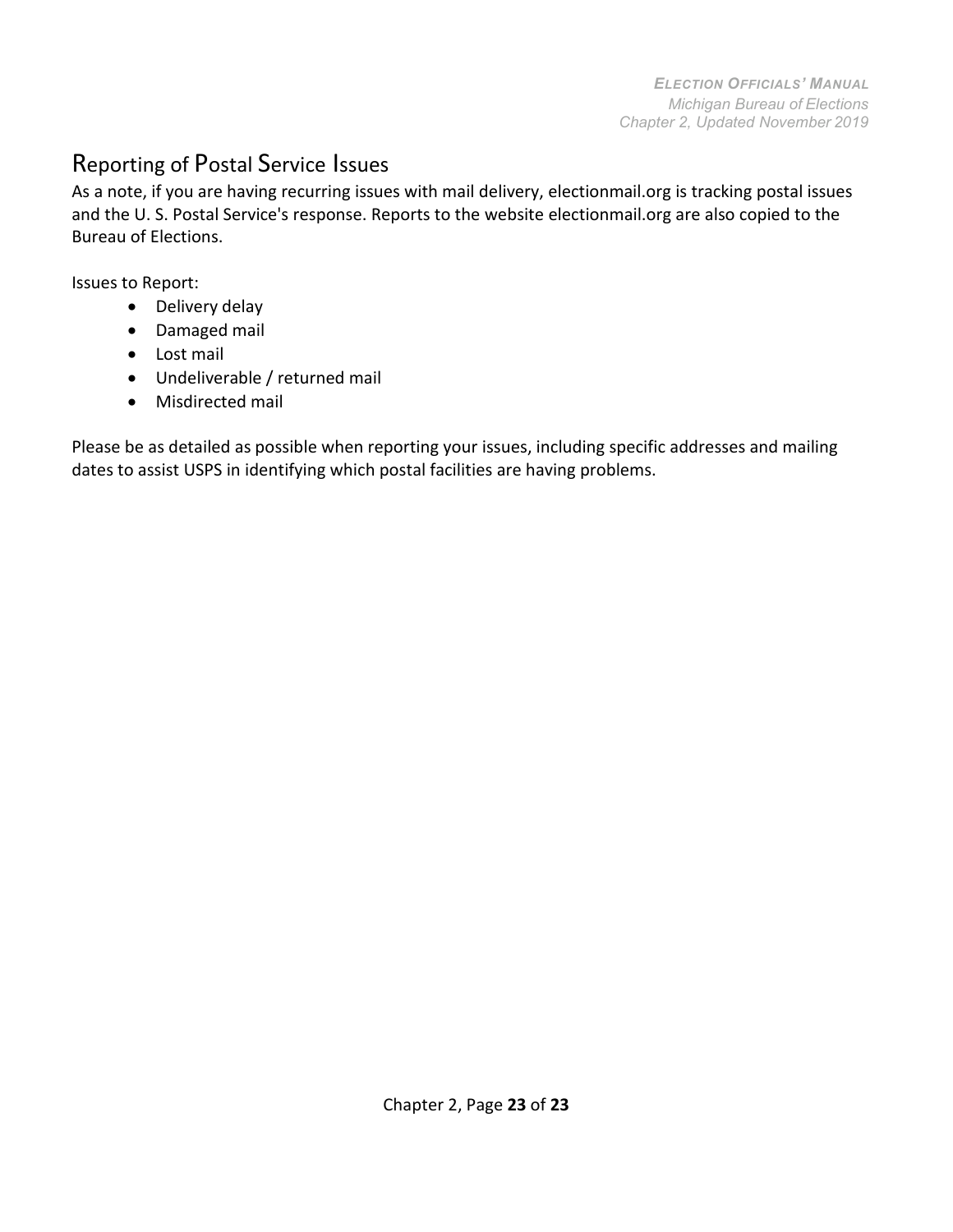## Reporting of Postal Service Issues

As a note, if you are having recurring issues with mail delivery, electionmail.org is tracking postal issues and the U. S. Postal Service's response. Reports to the website electionmail.org are also copied to the Bureau of Elections.

Issues to Report:

- Delivery delay
- Damaged mail
- Lost mail
- Undeliverable / returned mail
- Misdirected mail

Please be as detailed as possible when reporting your issues, including specific addresses and mailing dates to assist USPS in identifying which postal facilities are having problems.